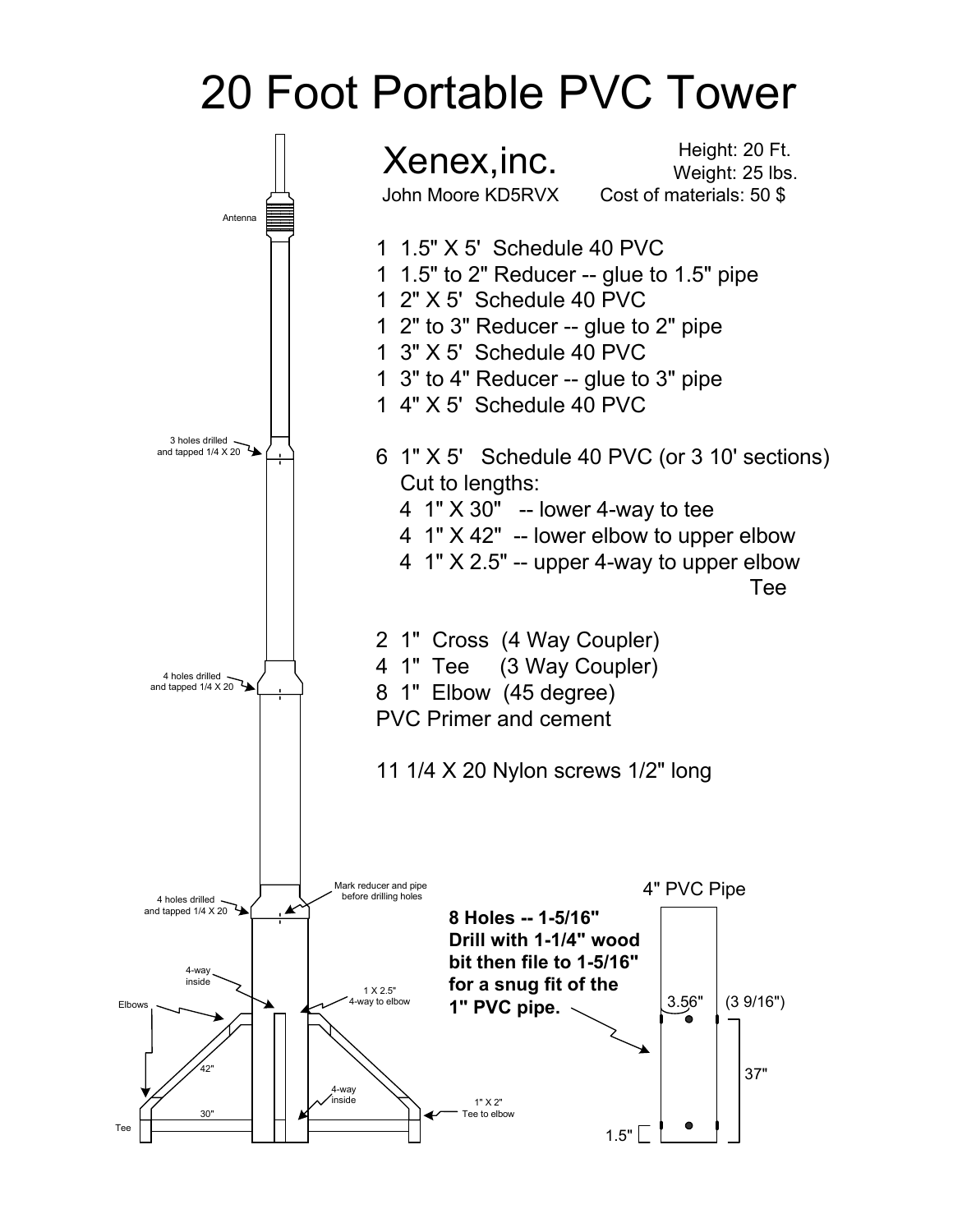# 20 Foot Portable PVC Tower

## Xenex,inc.

John Moore KD5RVX

Height: 20 Ft.
Weight: 25 lbs.
Cost of materials: 50 $

1 1.5" X 5' Schedule 40 PVC
1 1.5" to 2" Reducer -- glue to 1.5" pipe
1 2" X 5' Schedule 40 PVC
1 2" to 3" Reducer -- glue to 2" pipe
1 3" X 5' Schedule 40 PVC
1 3" to 4" Reducer -- glue to 3" pipe
1 4" X 5' Schedule 40 PVC

6 1" X 5' Schedule 40 PVC (or 3 10' sections)
Cut to lengths:
4 1" X 30" -- lower 4-way to tee
4 1" X 42" -- lower elbow to upper elbow
4 1" X 2.5" -- upper 4-way to upper elbow
Tee

2 1" Cross (4 Way Coupler)
4 1" Tee (3 Way Coupler)
8 1" Elbow (45 degree)
PVC Primer and cement

11 1/4 X 20 Nylon screws 1/2" long

Antenna

3 holes drilled and tapped 1/4 X 20

4 holes drilled and tapped 1/4 X 20

4 holes drilled and tapped 1/4 X 20

Mark reducer and pipe before drilling holes

4-way inside

1 X 2.5" 4-way to elbow

Elbows

42"

4-way inside

30"

1" X 2" Tee to elbow

Tee

4" PVC Pipe

**8 Holes -- 1-5/16" Drill with 1-1/4" wood bit then file to 1-5/16" for a snug fit of the 1" PVC pipe.**

3.56" (3 9/16")

37"

1.5"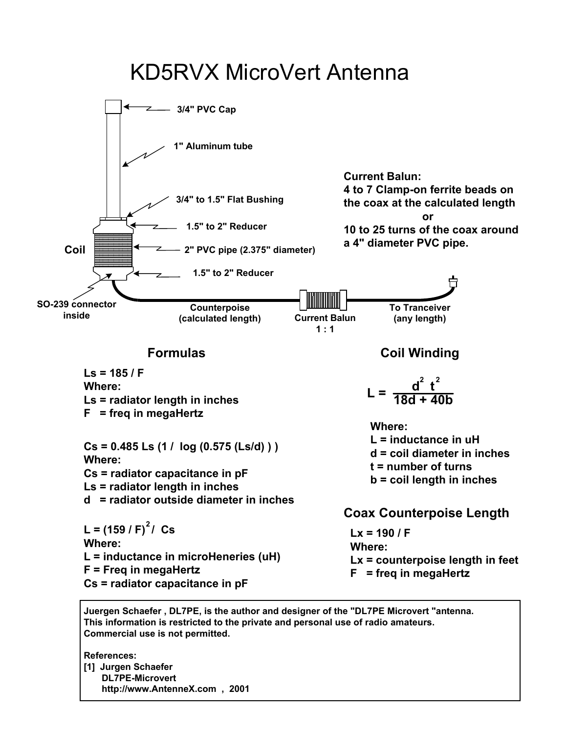# KD5RVX MicroVert Antenna

3/4" PVC Cap

1" Aluminum tube

3/4" to 1.5" Flat Bushing

1.5" to 2" Reducer

Coil

2" PVC pipe (2.375" diameter)

1.5" to 2" Reducer

SO-239 connector inside

Counterpoise (calculated length)

Current Balun 1 : 1

To Tranceiver (any length)

**Current Balun:**
**4 to 7 Clamp-on ferrite beads on the coax at the calculated length**
**or**
**10 to 25 turns of the coax around a 4" diameter PVC pipe.**

## Formulas

**Ls = 185 / F**
**Where:**
**Ls = radiator length in inches**
**F = freq in megaHertz**

**Cs = 0.485 Ls (1 / log (0.575 (Ls/d) ) )**
**Where:**
**Cs = radiator capacitance in pF**
**Ls = radiator length in inches**
**d = radiator outside diameter in inches**

$$L = (159 / F)^2 / Cs$$

**Where:**
**L = inductance in microHeneries (uH)**
**F = Freq in megaHertz**
**Cs = radiator capacitance in pF**

## Coil Winding

$$L = \frac{d^2 \, t^2}{18d + 40b}$$

**Where:**
**L = inductance in uH**
**d = coil diameter in inches**
**t = number of turns**
**b = coil length in inches**

## Coax Counterpoise Length

**Lx = 190 / F**
**Where:**
**Lx = counterpoise length in feet**
**F = freq in megaHertz**

**Juergen Schaefer , DL7PE, is the author and designer of the "DL7PE Microvert "antenna.**
**This information is restricted to the private and personal use of radio amateurs.**
**Commercial use is not permitted.**

**References:**
**[1] Jurgen Schaefer**
**DL7PE-Microvert**
**http://www.AntenneX.com , 2001**